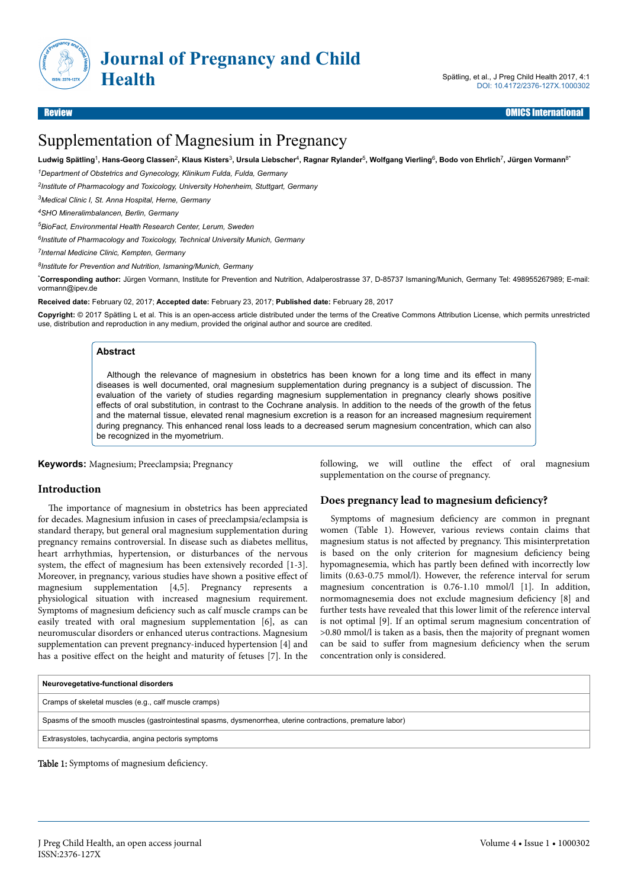Review

# Supplementation of Magnesium in Pregnancy

**Ludwig Spätling**[1], **Hans-Georg Classen**[2], **Klaus Kisters**[3], **Ursula Liebscher**[4], **Ragnar Rylander**[5], **Wolfgang Vierling**[6], **Bodo von Ehrlich**[7], **Jürgen Vormann**[8*]

*[1]Department of Obstetrics and Gynecology, Klinikum Fulda, Fulda, Germany*

*[2]Institute of Pharmacology and Toxicology, University Hohenheim, Stuttgart, Germany*

*[3]Medical Clinic I, St. Anna Hospital, Herne, Germany*

*[4]SHO Mineralimbalancen, Berlin, Germany*

*[5]BioFact, Environmental Health Research Center, Lerum, Sweden*

*[6]Institute of Pharmacology and Toxicology, Technical University Munich, Germany*

*[7]Internal Medicine Clinic, Kempten, Germany*

*[8]Institute for Prevention and Nutrition, Ismaning/Munich, Germany*

[*]**Corresponding author:** Jürgen Vormann, Institute for Prevention and Nutrition, Adalperostrasse 37, D-85737 Ismaning/Munich, Germany Tel: 498955267989; E-mail: vormann@ipev.de

**Received date:** February 02, 2017; **Accepted date:** February 23, 2017; **Published date:** February 28, 2017

**Copyright:** © 2017 Spätling L et al. This is an open-access article distributed under the terms of the Creative Commons Attribution License, which permits unrestricted use, distribution and reproduction in any medium, provided the original author and source are credited.

## Abstract

Although the relevance of magnesium in obstetrics has been known for a long time and its effect in many diseases is well documented, oral magnesium supplementation during pregnancy is a subject of discussion. The evaluation of the variety of studies regarding magnesium supplementation in pregnancy clearly shows positive effects of oral substitution, in contrast to the Cochrane analysis. In addition to the needs of the growth of the fetus and the maternal tissue, elevated renal magnesium excretion is a reason for an increased magnesium requirement during pregnancy. This enhanced renal loss leads to a decreased serum magnesium concentration, which can also be recognized in the myometrium.

**Keywords:** Magnesium; Preeclampsia; Pregnancy

## Introduction

The importance of magnesium in obstetrics has been appreciated for decades. Magnesium infusion in cases of preeclampsia/eclampsia is standard therapy, but general oral magnesium supplementation during pregnancy remains controversial. In disease such as diabetes mellitus, heart arrhythmias, hypertension, or disturbances of the nervous system, the effect of magnesium has been extensively recorded [1-3]. Moreover, in pregnancy, various studies have shown a positive effect of magnesium supplementation [4,5]. Pregnancy represents a physiological situation with increased magnesium requirement. Symptoms of magnesium deficiency such as calf muscle cramps can be easily treated with oral magnesium supplementation [6], as can neuromuscular disorders or enhanced uterus contractions. Magnesium supplementation can prevent pregnancy-induced hypertension [4] and has a positive effect on the height and maturity of fetuses [7]. In the following, we will outline the effect of oral magnesium supplementation on the course of pregnancy.

## Does pregnancy lead to magnesium deficiency?

Symptoms of magnesium deficiency are common in pregnant women (Table 1). However, various reviews contain claims that magnesium status is not affected by pregnancy. This misinterpretation is based on the only criterion for magnesium deficiency being hypomagnesemia, which has partly been defined with incorrectly low limits (0.63-0.75 mmol/l). However, the reference interval for serum magnesium concentration is 0.76-1.10 mmol/l [1]. In addition, normomagnesemia does not exclude magnesium deficiency [8] and further tests have revealed that this lower limit of the reference interval is not optimal [9]. If an optimal serum magnesium concentration of >0.80 mmol/l is taken as a basis, then the majority of pregnant women can be said to suffer from magnesium deficiency when the serum concentration only is considered.

| **Neurovegetative-functional disorders** |
| --- |
| Cramps of skeletal muscles (e.g., calf muscle cramps) |
| Spasms of the smooth muscles (gastrointestinal spasms, dysmenorrhea, uterine contractions, premature labor) |
| Extrasystoles, tachycardia, angina pectoris symptoms |

Table 1: Symptoms of magnesium deficiency.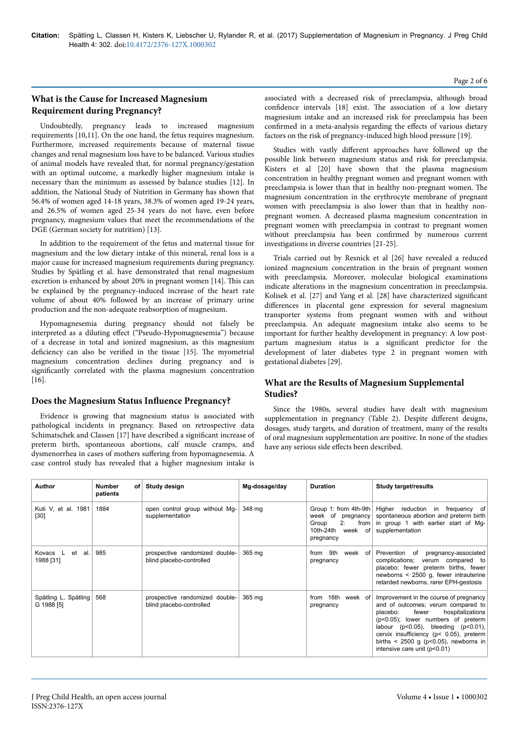## What is the Cause for Increased Magnesium Requirement during Pregnancy?

Undoubtedly, pregnancy leads to increased magnesium requirements [10,11]. On the one hand, the fetus requires magnesium. Furthermore, increased requirements because of maternal tissue changes and renal magnesium loss have to be balanced. Various studies of animal models have revealed that, for normal pregnancy/gestation with an optimal outcome, a markedly higher magnesium intake is necessary than the minimum as assessed by balance studies [12]. In addition, the National Study of Nutrition in Germany has shown that 56.4% of women aged 14-18 years, 38.3% of women aged 19-24 years, and 26.5% of women aged 25-34 years do not have, even before pregnancy, magnesium values that meet the recommendations of the DGE (German society for nutrition) [13].

In addition to the requirement of the fetus and maternal tissue for magnesium and the low dietary intake of this mineral, renal loss is a major cause for increased magnesium requirements during pregnancy. Studies by Spätling et al. have demonstrated that renal magnesium excretion is enhanced by about 20% in pregnant women [14]. This can be explained by the pregnancy-induced increase of the heart rate volume of about 40% followed by an increase of primary urine production and the non-adequate reabsorption of magnesium.

Hypomagnesemia during pregnancy should not falsely be interpreted as a diluting effect ("Pseudo-Hypomagnesemia") because of a decrease in total and ionized magnesium, as this magnesium deficiency can also be verified in the tissue [15]. The myometrial magnesium concentration declines during pregnancy and is significantly correlated with the plasma magnesium concentration [16].

## Does the Magnesium Status Influence Pregnancy?

Evidence is growing that magnesium status is associated with pathological incidents in pregnancy. Based on retrospective data Schimatschek and Classen [17] have described a significant increase of preterm birth, spontaneous abortions, calf muscle cramps, and dysmenorrhea in cases of mothers suffering from hypomagnesemia. A case control study has revealed that a higher magnesium intake is associated with a decreased risk of preeclampsia, although broad confidence intervals [18] exist. The association of a low dietary magnesium intake and an increased risk for preeclampsia has been confirmed in a meta-analysis regarding the effects of various dietary factors on the risk of pregnancy-induced high blood pressure [19].

Studies with vastly different approaches have followed up the possible link between magnesium status and risk for preeclampsia. Kisters et al [20] have shown that the plasma magnesium concentration in healthy pregnant women and pregnant women with preeclampsia is lower than that in healthy non-pregnant women. The magnesium concentration in the erythrocyte membrane of pregnant women with preeclampsia is also lower than that in healthy non-pregnant women. A decreased plasma magnesium concentration in pregnant women with preeclampsia in contrast to pregnant women without preeclampsia has been confirmed by numerous current investigations in diverse countries [21-25].

Trials carried out by Resnick et al [26] have revealed a reduced ionized magnesium concentration in the brain of pregnant women with preeclampsia. Moreover, molecular biological examinations indicate alterations in the magnesium concentration in preeclampsia. Kolisek et al. [27] and Yang et al. [28] have characterized significant differences in placental gene expression for several magnesium transporter systems from pregnant women with and without preeclampsia. An adequate magnesium intake also seems to be important for further healthy development in pregnancy: A low post-partum magnesium status is a significant predictor for the development of later diabetes type 2 in pregnant women with gestational diabetes [29].

## What are the Results of Magnesium Supplemental Studies?

Since the 1980s, several studies have dealt with magnesium supplementation in pregnancy (Table 2). Despite different designs, dosages, study targets, and duration of treatment, many of the results of oral magnesium supplementation are positive. In none of the studies have any serious side effects been described.

| Author | Number of patients | Study design | Mg-dosage/day | Duration | Study target/results |
|---|---|---|---|---|---|
| Kuti V, et al. 1981 [30] | 1884 | open control group without Mg-supplementation | 348 mg | Group 1: from 4th-9th week of pregnancy Group 2: from 10th-24th week of pregnancy | Higher reduction in frequency of spontaneous abortion and preterm birth in group 1 with earlier start of Mg-supplementation |
| Kovacs L et al. 1988 [31] | 985 | prospective randomized double-blind placebo-controlled | 365 mg | from 9th week of pregnancy | Prevention of pregnancy-associated complications; verum compared to placebo: fewer preterm births, fewer newborns < 2500 g, fewer intrauterine retarded newborns, rarer EPH-gestosis |
| Spätling L, Spätling G 1988 [5] | 568 | prospective randomized double-blind placebo-controlled | 365 mg | from 16th week of pregnancy | Improvement in the course of pregnancy and of outcomes; verum compared to placebo: fewer hospitalizations ($p<0.05$); lower numbers of preterm labour ($p<0.05$), bleeding ($p<0.01$), cervix insufficiency ($p< 0.05$), preterm births < 2500 g ($p<0.05$), newborns in intensive care unit ($p<0.01$) |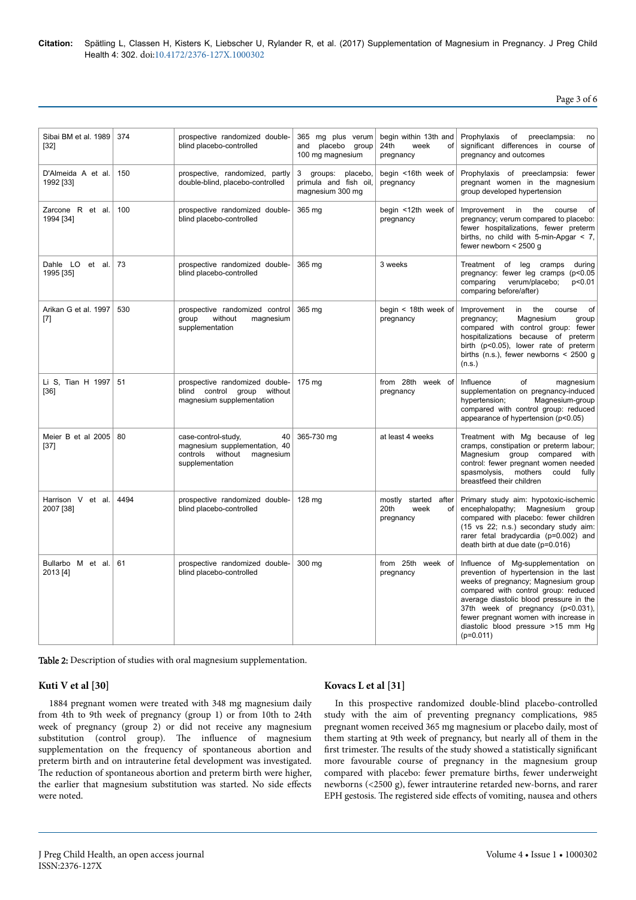| Sibai BM et al. 1989 [32] | 374 | prospective randomized double-blind placebo-controlled | 365 mg plus verum and placebo group 100 mg magnesium | begin within 13th and 24th week of pregnancy | Prophylaxis of preeclampsia: no significant differences in course of pregnancy and outcomes |
|---|---|---|---|---|---|
| D'Almeida A et al. 1992 [33] | 150 | prospective, randomized, partly double-blind, placebo-controlled | 3 groups: placebo, primula and fish oil, magnesium 300 mg | begin <16th week of pregnancy | Prophylaxis of preeclampsia: fewer pregnant women in the magnesium group developed hypertension |
| Zarcone R et al. 1994 [34] | 100 | prospective randomized double-blind placebo-controlled | 365 mg | begin <12th week of pregnancy | Improvement in the course of pregnancy; verum compared to placebo: fewer hospitalizations, fewer preterm births, no child with 5-min-Apgar < 7, fewer newborn < 2500 g |
| Dahle LO et al. 1995 [35] | 73 | prospective randomized double-blind placebo-controlled | 365 mg | 3 weeks | Treatment of leg cramps during pregnancy: fewer leg cramps ($p<0.05$ comparing verum/placebo; $p<0.01$ comparing before/after) |
| Arikan G et al. 1997 [7] | 530 | prospective randomized control group without magnesium supplementation | 365 mg | begin < 18th week of pregnancy | Improvement in the course of pregnancy; Magnesium group compared with control group: fewer hospitalizations because of preterm birth ($p<0.05$), lower rate of preterm births (n.s.), fewer newborns < 2500 g (n.s.) |
| Li S, Tian H 1997 [36] | 51 | prospective randomized double-blind control group without magnesium supplementation | 175 mg | from 28th week of pregnancy | Influence of magnesium supplementation on pregnancy-induced hypertension; Magnesium-group compared with control group: reduced appearance of hypertension ($p<0.05$) |
| Meier B et al 2005 [37] | 80 | case-control-study, 40 magnesium supplementation, 40 controls without magnesium supplementation | 365-730 mg | at least 4 weeks | Treatment with Mg because of leg cramps, constipation or preterm labour; Magnesium group compared with control: fewer pregnant women needed spasmolysis, mothers could fully breastfeed their children |
| Harrison V et al. 2007 [38] | 4494 | prospective randomized double-blind placebo-controlled | 128 mg | mostly started after 20th week of pregnancy | Primary study aim: hypotoxic-ischemic encephalopathy; Magnesium group compared with placebo: fewer children (15 vs 22; n.s.) secondary study aim: rarer fetal bradycardia ($p=0.002$) and death birth at due date ($p=0.016$) |
| Bullarbo M et al. 2013 [4] | 61 | prospective randomized double-blind placebo-controlled | 300 mg | from 25th week of pregnancy | Influence of Mg-supplementation on prevention of hypertension in the last weeks of pregnancy; Magnesium group compared with control group: reduced average diastolic blood pressure in the 37th week of pregnancy ($p<0.031$), fewer pregnant women with increase in diastolic blood pressure >15 mm Hg ($p=0.011$) |

**Table 2:** Description of studies with oral magnesium supplementation.

### Kuti V et al [30]

1884 pregnant women were treated with 348 mg magnesium daily from 4th to 9th week of pregnancy (group 1) or from 10th to 24th week of pregnancy (group 2) or did not receive any magnesium substitution (control group). The influence of magnesium supplementation on the frequency of spontaneous abortion and preterm birth and on intrauterine fetal development was investigated. The reduction of spontaneous abortion and preterm birth were higher, the earlier that magnesium substitution was started. No side effects were noted.

### Kovacs L et al [31]

In this prospective randomized double-blind placebo-controlled study with the aim of preventing pregnancy complications, 985 pregnant women received 365 mg magnesium or placebo daily, most of them starting at 9th week of pregnancy, but nearly all of them in the first trimester. The results of the study showed a statistically significant more favourable course of pregnancy in the magnesium group compared with placebo: fewer premature births, fewer underweight newborns (<2500 g), fewer intrauterine retarded new-borns, and rarer EPH gestosis. The registered side effects of vomiting, nausea and others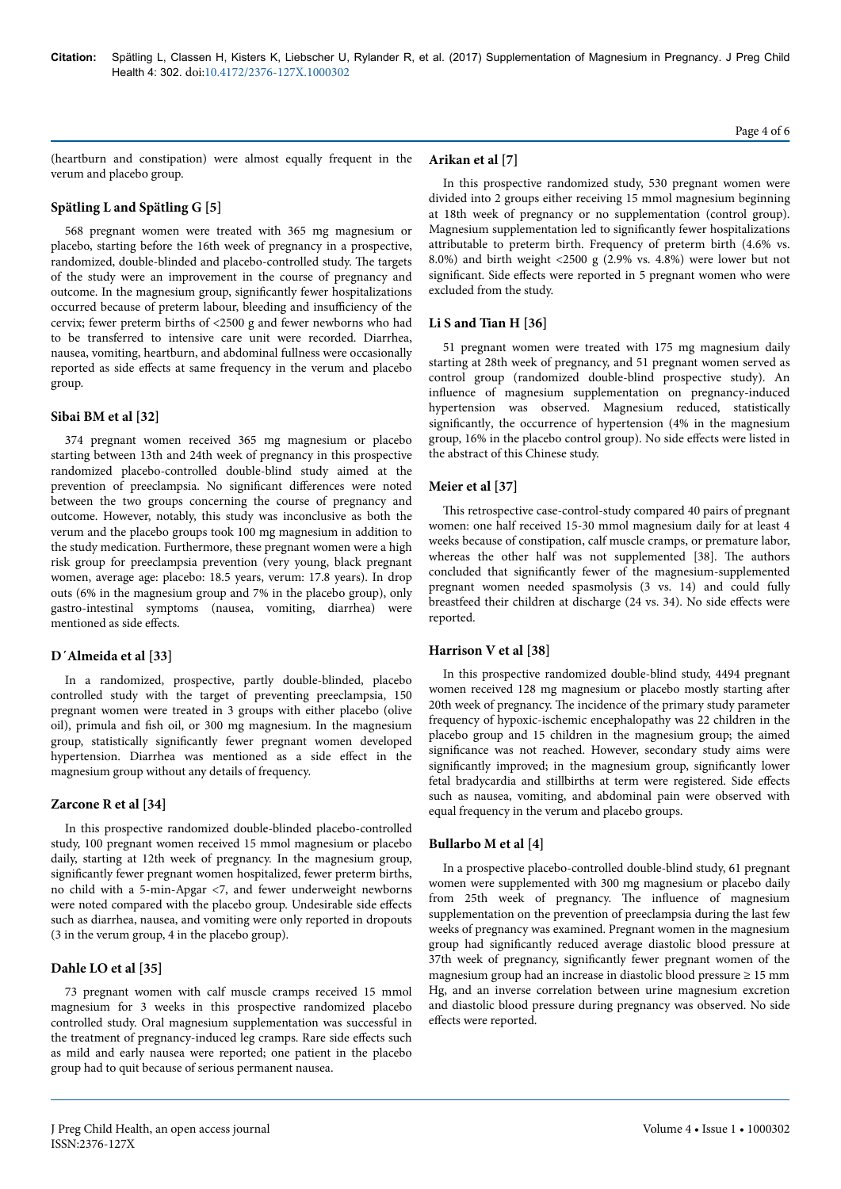(heartburn and constipation) were almost equally frequent in the verum and placebo group.

### Spätling L and Spätling G [5]

568 pregnant women were treated with 365 mg magnesium or placebo, starting before the 16th week of pregnancy in a prospective, randomized, double-blinded and placebo-controlled study. The targets of the study were an improvement in the course of pregnancy and outcome. In the magnesium group, significantly fewer hospitalizations occurred because of preterm labour, bleeding and insufficiency of the cervix; fewer preterm births of <2500 g and fewer newborns who had to be transferred to intensive care unit were recorded. Diarrhea, nausea, vomiting, heartburn, and abdominal fullness were occasionally reported as side effects at same frequency in the verum and placebo group.

### Sibai BM et al [32]

374 pregnant women received 365 mg magnesium or placebo starting between 13th and 24th week of pregnancy in this prospective randomized placebo-controlled double-blind study aimed at the prevention of preeclampsia. No significant differences were noted between the two groups concerning the course of pregnancy and outcome. However, notably, this study was inconclusive as both the verum and the placebo groups took 100 mg magnesium in addition to the study medication. Furthermore, these pregnant women were a high risk group for preeclampsia prevention (very young, black pregnant women, average age: placebo: 18.5 years, verum: 17.8 years). In drop outs (6% in the magnesium group and 7% in the placebo group), only gastro-intestinal symptoms (nausea, vomiting, diarrhea) were mentioned as side effects.

### D´Almeida et al [33]

In a randomized, prospective, partly double-blinded, placebo controlled study with the target of preventing preeclampsia, 150 pregnant women were treated in 3 groups with either placebo (olive oil), primula and fish oil, or 300 mg magnesium. In the magnesium group, statistically significantly fewer pregnant women developed hypertension. Diarrhea was mentioned as a side effect in the magnesium group without any details of frequency.

### Zarcone R et al [34]

In this prospective randomized double-blinded placebo-controlled study, 100 pregnant women received 15 mmol magnesium or placebo daily, starting at 12th week of pregnancy. In the magnesium group, significantly fewer pregnant women hospitalized, fewer preterm births, no child with a 5-min-Apgar <7, and fewer underweight newborns were noted compared with the placebo group. Undesirable side effects such as diarrhea, nausea, and vomiting were only reported in dropouts (3 in the verum group, 4 in the placebo group).

### Dahle LO et al [35]

73 pregnant women with calf muscle cramps received 15 mmol magnesium for 3 weeks in this prospective randomized placebo controlled study. Oral magnesium supplementation was successful in the treatment of pregnancy-induced leg cramps. Rare side effects such as mild and early nausea were reported; one patient in the placebo group had to quit because of serious permanent nausea.

### Arikan et al [7]

In this prospective randomized study, 530 pregnant women were divided into 2 groups either receiving 15 mmol magnesium beginning at 18th week of pregnancy or no supplementation (control group). Magnesium supplementation led to significantly fewer hospitalizations attributable to preterm birth. Frequency of preterm birth (4.6% vs. 8.0%) and birth weight <2500 g (2.9% vs. 4.8%) were lower but not significant. Side effects were reported in 5 pregnant women who were excluded from the study.

### Li S and Tian H [36]

51 pregnant women were treated with 175 mg magnesium daily starting at 28th week of pregnancy, and 51 pregnant women served as control group (randomized double-blind prospective study). An influence of magnesium supplementation on pregnancy-induced hypertension was observed. Magnesium reduced, statistically significantly, the occurrence of hypertension (4% in the magnesium group, 16% in the placebo control group). No side effects were listed in the abstract of this Chinese study.

### Meier et al [37]

This retrospective case-control-study compared 40 pairs of pregnant women: one half received 15-30 mmol magnesium daily for at least 4 weeks because of constipation, calf muscle cramps, or premature labor, whereas the other half was not supplemented [38]. The authors concluded that significantly fewer of the magnesium-supplemented pregnant women needed spasmolysis (3 vs. 14) and could fully breastfeed their children at discharge (24 vs. 34). No side effects were reported.

### Harrison V et al [38]

In this prospective randomized double-blind study, 4494 pregnant women received 128 mg magnesium or placebo mostly starting after 20th week of pregnancy. The incidence of the primary study parameter frequency of hypoxic-ischemic encephalopathy was 22 children in the placebo group and 15 children in the magnesium group; the aimed significance was not reached. However, secondary study aims were significantly improved; in the magnesium group, significantly lower fetal bradycardia and stillbirths at term were registered. Side effects such as nausea, vomiting, and abdominal pain were observed with equal frequency in the verum and placebo groups.

### Bullarbo M et al [4]

In a prospective placebo-controlled double-blind study, 61 pregnant women were supplemented with 300 mg magnesium or placebo daily from 25th week of pregnancy. The influence of magnesium supplementation on the prevention of preeclampsia during the last few weeks of pregnancy was examined. Pregnant women in the magnesium group had significantly reduced average diastolic blood pressure at 37th week of pregnancy, significantly fewer pregnant women of the magnesium group had an increase in diastolic blood pressure ≥ 15 mm Hg, and an inverse correlation between urine magnesium excretion and diastolic blood pressure during pregnancy was observed. No side effects were reported.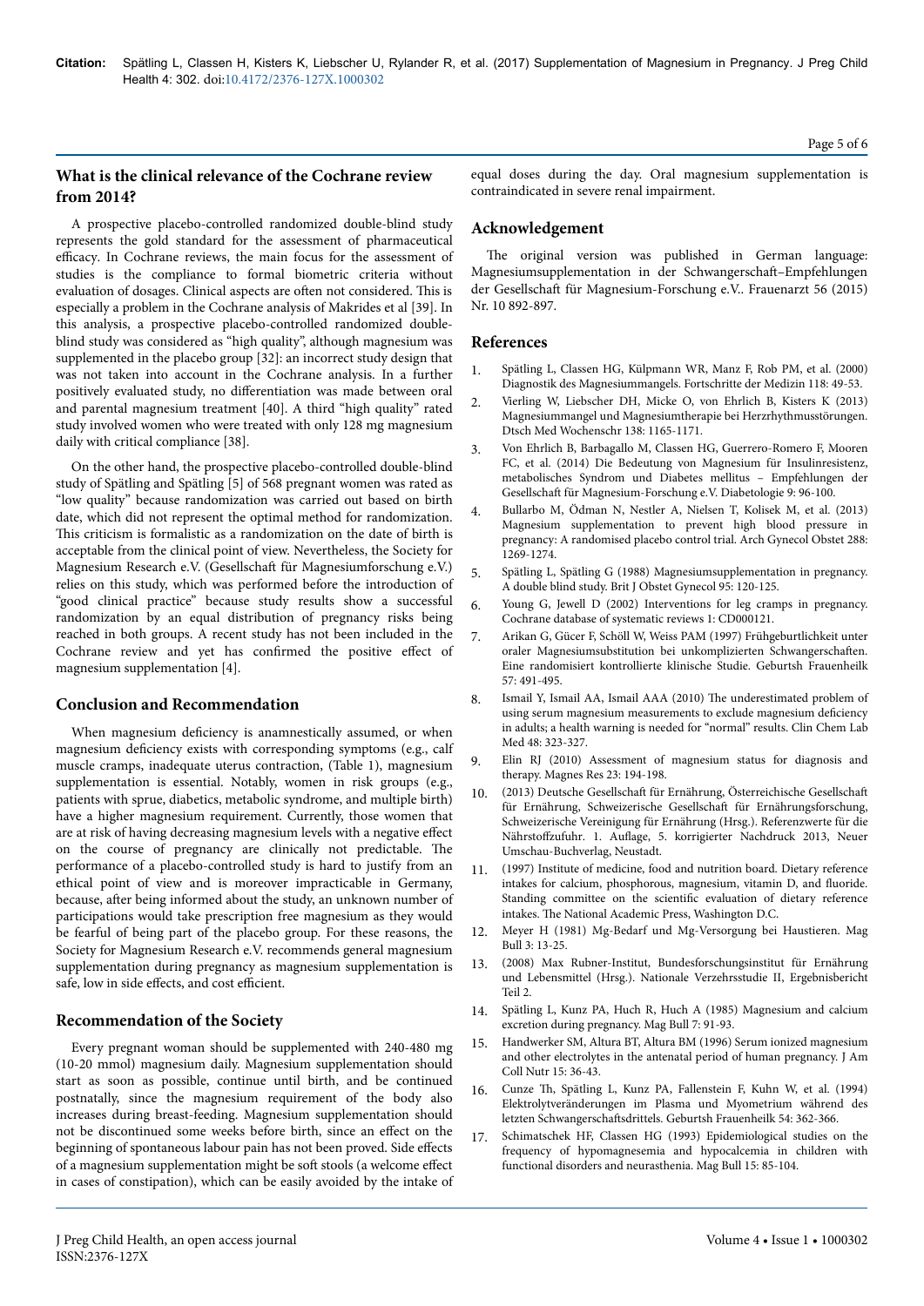## What is the clinical relevance of the Cochrane review from 2014?

A prospective placebo-controlled randomized double-blind study represents the gold standard for the assessment of pharmaceutical efficacy. In Cochrane reviews, the main focus for the assessment of studies is the compliance to formal biometric criteria without evaluation of dosages. Clinical aspects are often not considered. This is especially a problem in the Cochrane analysis of Makrides et al [39]. In this analysis, a prospective placebo-controlled randomized double-blind study was considered as "high quality", although magnesium was supplemented in the placebo group [32]: an incorrect study design that was not taken into account in the Cochrane analysis. In a further positively evaluated study, no differentiation was made between oral and parental magnesium treatment [40]. A third "high quality" rated study involved women who were treated with only 128 mg magnesium daily with critical compliance [38].

On the other hand, the prospective placebo-controlled double-blind study of Spätling and Spätling [5] of 568 pregnant women was rated as "low quality" because randomization was carried out based on birth date, which did not represent the optimal method for randomization. This criticism is formalistic as a randomization on the date of birth is acceptable from the clinical point of view. Nevertheless, the Society for Magnesium Research e.V. (Gesellschaft für Magnesiumforschung e.V.) relies on this study, which was performed before the introduction of "good clinical practice" because study results show a successful randomization by an equal distribution of pregnancy risks being reached in both groups. A recent study has not been included in the Cochrane review and yet has confirmed the positive effect of magnesium supplementation [4].

## Conclusion and Recommendation

When magnesium deficiency is anamnestically assumed, or when magnesium deficiency exists with corresponding symptoms (e.g., calf muscle cramps, inadequate uterus contraction, (Table 1), magnesium supplementation is essential. Notably, women in risk groups (e.g., patients with sprue, diabetics, metabolic syndrome, and multiple birth) have a higher magnesium requirement. Currently, those women that are at risk of having decreasing magnesium levels with a negative effect on the course of pregnancy are clinically not predictable. The performance of a placebo-controlled study is hard to justify from an ethical point of view and is moreover impracticable in Germany, because, after being informed about the study, an unknown number of participations would take prescription free magnesium as they would be fearful of being part of the placebo group. For these reasons, the Society for Magnesium Research e.V. recommends general magnesium supplementation during pregnancy as magnesium supplementation is safe, low in side effects, and cost efficient.

## Recommendation of the Society

Every pregnant woman should be supplemented with 240-480 mg (10-20 mmol) magnesium daily. Magnesium supplementation should start as soon as possible, continue until birth, and be continued postnatally, since the magnesium requirement of the body also increases during breast-feeding. Magnesium supplementation should not be discontinued some weeks before birth, since an effect on the beginning of spontaneous labour pain has not been proved. Side effects of a magnesium supplementation might be soft stools (a welcome effect in cases of constipation), which can be easily avoided by the intake of equal doses during the day. Oral magnesium supplementation is contraindicated in severe renal impairment.

## Acknowledgement

The original version was published in German language: Magnesiumsupplementation in der Schwangerschaft–Empfehlungen der Gesellschaft für Magnesium-Forschung e.V.. Frauenarzt 56 (2015) Nr. 10 892-897.

## References

1. Spätling L, Classen HG, Külpmann WR, Manz F, Rob PM, et al. (2000) Diagnostik des Magnesiummangels. Fortschritte der Medizin 118: 49-53.
2. Vierling W, Liebscher DH, Micke O, von Ehrlich B, Kisters K (2013) Magnesiummangel und Magnesiumtherapie bei Herzrhythmusstörungen. Dtsch Med Wochenschr 138: 1165-1171.
3. Von Ehrlich B, Barbagallo M, Classen HG, Guerrero-Romero F, Mooren FC, et al. (2014) Die Bedeutung von Magnesium für Insulinresistenz, metabolisches Syndrom und Diabetes mellitus – Empfehlungen der Gesellschaft für Magnesium-Forschung e.V. Diabetologie 9: 96-100.
4. Bullarbo M, Ödman N, Nestler A, Nielsen T, Kolisek M, et al. (2013) Magnesium supplementation to prevent high blood pressure in pregnancy: A randomised placebo control trial. Arch Gynecol Obstet 288: 1269-1274.
5. Spätling L, Spätling G (1988) Magnesiumsupplementation in pregnancy. A double blind study. Brit J Obstet Gynecol 95: 120-125.
6. Young G, Jewell D (2002) Interventions for leg cramps in pregnancy. Cochrane database of systematic reviews 1: CD000121.
7. Arikan G, Gücer F, Schöll W, Weiss PAM (1997) Frühgeburtlichkeit unter oraler Magnesiumsubstitution bei unkomplizierten Schwangerschaften. Eine randomisiert kontrollierte klinische Studie. Geburtsh Frauenheilk 57: 491-495.
8. Ismail Y, Ismail AA, Ismail AAA (2010) The underestimated problem of using serum magnesium measurements to exclude magnesium deficiency in adults; a health warning is needed for "normal" results. Clin Chem Lab Med 48: 323-327.
9. Elin RJ (2010) Assessment of magnesium status for diagnosis and therapy. Magnes Res 23: 194-198.
10. (2013) Deutsche Gesellschaft für Ernährung, Österreichische Gesellschaft für Ernährung, Schweizerische Gesellschaft für Ernährungsforschung, Schweizerische Vereinigung für Ernährung (Hrsg.). Referenzwerte für die Nährstoffzufuhr. 1. Auflage, 5. korrigierter Nachdruck 2013, Neuer Umschau-Buchverlag, Neustadt.
11. (1997) Institute of medicine, food and nutrition board. Dietary reference intakes for calcium, phosphorous, magnesium, vitamin D, and fluoride. Standing committee on the scientific evaluation of dietary reference intakes. The National Academic Press, Washington D.C.
12. Meyer H (1981) Mg-Bedarf und Mg-Versorgung bei Haustieren. Mag Bull 3: 13-25.
13. (2008) Max Rubner-Institut, Bundesforschungsinstitut für Ernährung und Lebensmittel (Hrsg.). Nationale Verzehrsstudie II, Ergebnisbericht Teil 2.
14. Spätling L, Kunz PA, Huch R, Huch A (1985) Magnesium and calcium excretion during pregnancy. Mag Bull 7: 91-93.
15. Handwerker SM, Altura BT, Altura BM (1996) Serum ionized magnesium and other electrolytes in the antenatal period of human pregnancy. J Am Coll Nutr 15: 36-43.
16. Cunze Th, Spätling L, Kunz PA, Fallenstein F, Kuhn W, et al. (1994) Elektrolytveränderungen im Plasma und Myometrium während des letzten Schwangerschaftsdrittels. Geburtsh Frauenheilk 54: 362-366.
17. Schimatschek HF, Classen HG (1993) Epidemiological studies on the frequency of hypomagnesemia and hypocalcemia in children with functional disorders and neurasthenia. Mag Bull 15: 85-104.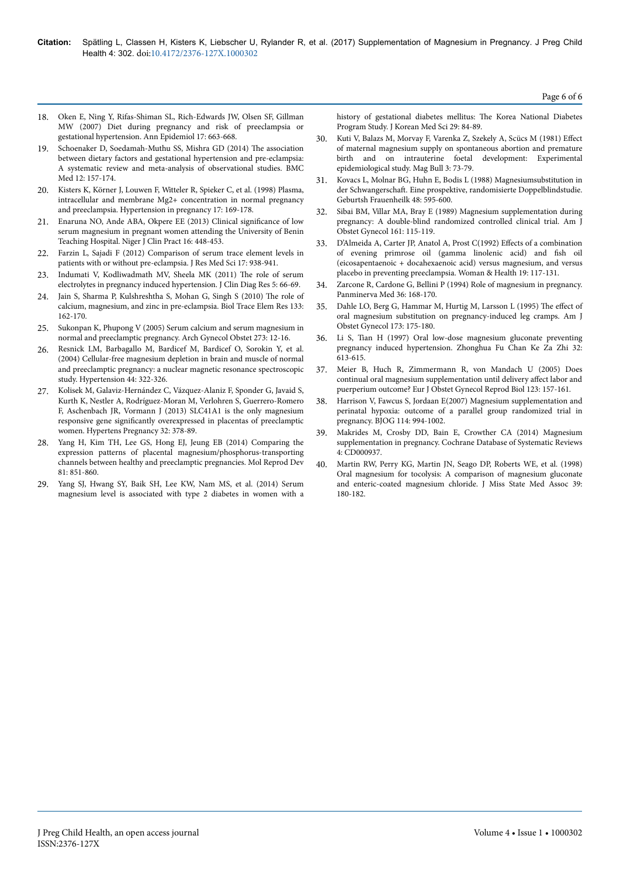18. Oken E, Ning Y, Rifas-Shiman SL, Rich-Edwards JW, Olsen SF, Gillman MW (2007) Diet during pregnancy and risk of preeclampsia or gestational hypertension. Ann Epidemiol 17: 663-668.
19. Schoenaker D, Soedamah-Muthu SS, Mishra GD (2014) The association between dietary factors and gestational hypertension and pre-eclampsia: A systematic review and meta-analysis of observational studies. BMC Med 12: 157-174.
20. Kisters K, Körner J, Louwen F, Witteler R, Spieker C, et al. (1998) Plasma, intracellular and membrane Mg2+ concentration in normal pregnancy and preeclampsia. Hypertension in pregnancy 17: 169-178.
21. Enaruna NO, Ande ABA, Okpere EE (2013) Clinical significance of low serum magnesium in pregnant women attending the University of Benin Teaching Hospital. Niger J Clin Pract 16: 448-453.
22. Farzin L, Sajadi F (2012) Comparison of serum trace element levels in patients with or without pre-eclampsia. J Res Med Sci 17: 938-941.
23. Indumati V, Kodliwadmath MV, Sheela MK (2011) The role of serum electrolytes in pregnancy induced hypertension. J Clin Diag Res 5: 66-69.
24. Jain S, Sharma P, Kulshreshtha S, Mohan G, Singh S (2010) The role of calcium, magnesium, and zinc in pre-eclampsia. Biol Trace Elem Res 133: 162-170.
25. Sukonpan K, Phupong V (2005) Serum calcium and serum magnesium in normal and preeclamptic pregnancy. Arch Gynecol Obstet 273: 12-16.
26. Resnick LM, Barbagallo M, Bardicef M, Bardicef O, Sorokin Y, et al. (2004) Cellular-free magnesium depletion in brain and muscle of normal and preeclamptic pregnancy: a nuclear magnetic resonance spectroscopic study. Hypertension 44: 322-326.
27. Kolisek M, Galaviz-Hernández C, Vázquez-Alaniz F, Sponder G, Javaid S, Kurth K, Nestler A, Rodríguez-Moran M, Verlohren S, Guerrero-Romero F, Aschenbach JR, Vormann J (2013) SLC41A1 is the only magnesium responsive gene significantly overexpressed in placentas of preeclamptic women. Hypertens Pregnancy 32: 378-89.
28. Yang H, Kim TH, Lee GS, Hong EJ, Jeung EB (2014) Comparing the expression patterns of placental magnesium/phosphorus-transporting channels between healthy and preeclamptic pregnancies. Mol Reprod Dev 81: 851-860.
29. Yang SJ, Hwang SY, Baik SH, Lee KW, Nam MS, et al. (2014) Serum magnesium level is associated with type 2 diabetes in women with a history of gestational diabetes mellitus: The Korea National Diabetes Program Study. J Korean Med Sci 29: 84-89.
30. Kuti V, Balazs M, Morvay F, Varenka Z, Szekely A, Scücs M (1981) Effect of maternal magnesium supply on spontaneous abortion and premature birth and on intrauterine foetal development: Experimental epidemiological study. Mag Bull 3: 73-79.
31. Kovacs L, Molnar BG, Huhn E, Bodis L (1988) Magnesiumsubstitution in der Schwangerschaft. Eine prospektive, randomisierte Doppelblindstudie. Geburtsh Frauenheilk 48: 595-600.
32. Sibai BM, Villar MA, Bray E (1989) Magnesium supplementation during pregnancy: A double-blind randomized controlled clinical trial. Am J Obstet Gynecol 161: 115-119.
33. D'Almeida A, Carter JP, Anatol A, Prost C(1992) Effects of a combination of evening primrose oil (gamma linolenic acid) and fish oil (eicosapentaenoic + docahexaenoic acid) versus magnesium, and versus placebo in preventing preeclampsia. Woman & Health 19: 117-131.
34. Zarcone R, Cardone G, Bellini P (1994) Role of magnesium in pregnancy. Panminerva Med 36: 168-170.
35. Dahle LO, Berg G, Hammar M, Hurtig M, Larsson L (1995) The effect of oral magnesium substitution on pregnancy-induced leg cramps. Am J Obstet Gynecol 173: 175-180.
36. Li S, Tian H (1997) Oral low-dose magnesium gluconate preventing pregnancy induced hypertension. Zhonghua Fu Chan Ke Za Zhi 32: 613-615.
37. Meier B, Huch R, Zimmermann R, von Mandach U (2005) Does continual oral magnesium supplementation until delivery affect labor and puerperium outcome? Eur J Obstet Gynecol Reprod Biol 123: 157-161.
38. Harrison V, Fawcus S, Jordaan E(2007) Magnesium supplementation and perinatal hypoxia: outcome of a parallel group randomized trial in pregnancy. BJOG 114: 994-1002.
39. Makrides M, Crosby DD, Bain E, Crowther CA (2014) Magnesium supplementation in pregnancy. Cochrane Database of Systematic Reviews 4: CD000937.
40. Martin RW, Perry KG, Martin JN, Seago DP, Roberts WE, et al. (1998) Oral magnesium for tocolysis: A comparison of magnesium gluconate and enteric-coated magnesium chloride. J Miss State Med Assoc 39: 180-182.